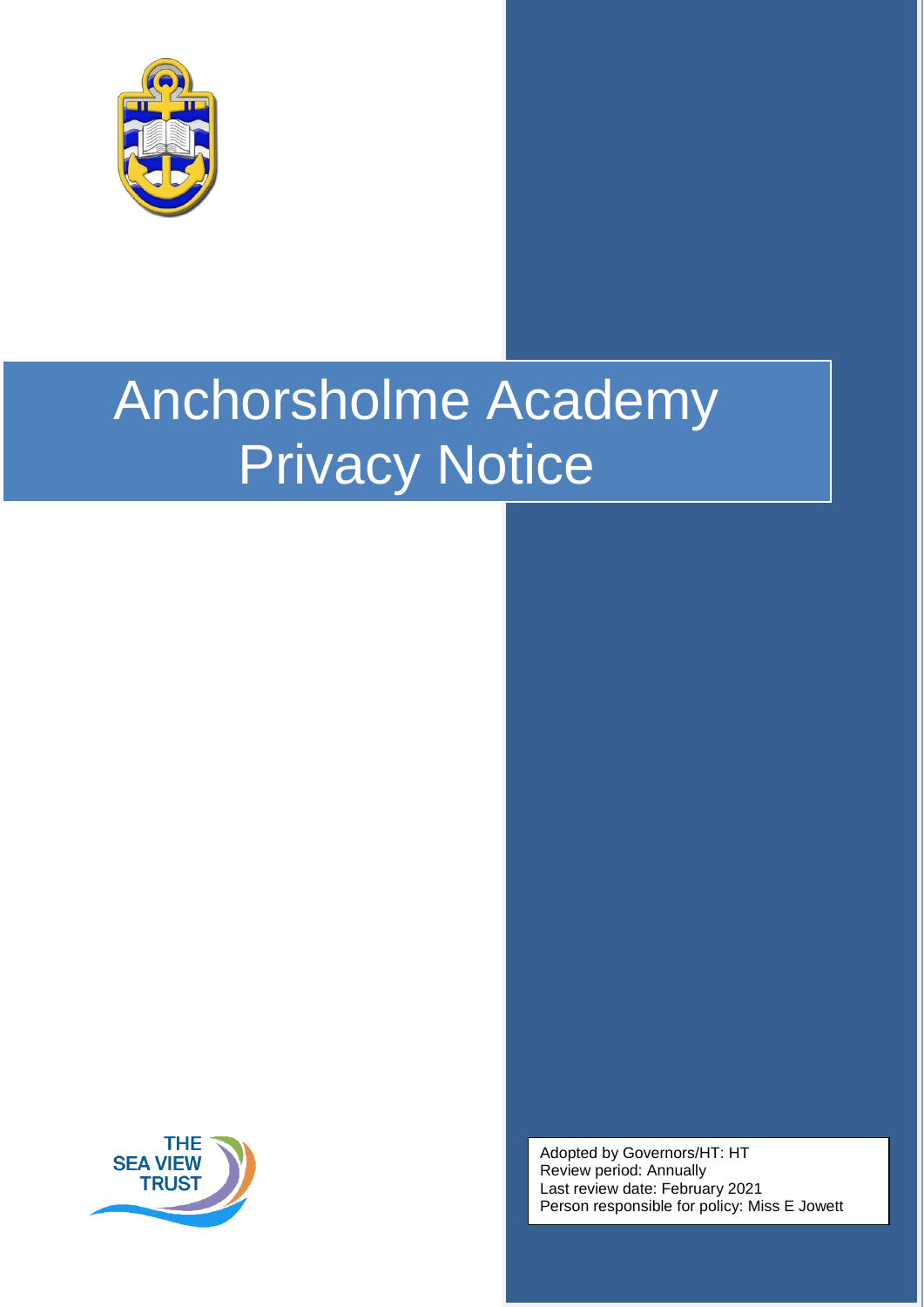# Anchorsholme Academy Privacy Notice

THE SEA VIEW TRUST

Adopted by Governors/HT: HT
Review period: Annually
Last review date: February 2021
Person responsible for policy: Miss E Jowett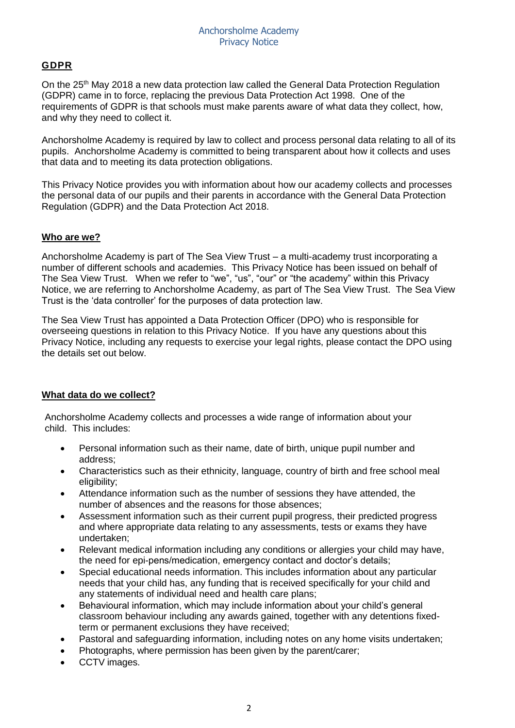## GDPR

On the 25th May 2018 a new data protection law called the General Data Protection Regulation (GDPR) came in to force, replacing the previous Data Protection Act 1998. One of the requirements of GDPR is that schools must make parents aware of what data they collect, how, and why they need to collect it.

Anchorsholme Academy is required by law to collect and process personal data relating to all of its pupils. Anchorsholme Academy is committed to being transparent about how it collects and uses that data and to meeting its data protection obligations.

This Privacy Notice provides you with information about how our academy collects and processes the personal data of our pupils and their parents in accordance with the General Data Protection Regulation (GDPR) and the Data Protection Act 2018.

### Who are we?

Anchorsholme Academy is part of The Sea View Trust – a multi-academy trust incorporating a number of different schools and academies. This Privacy Notice has been issued on behalf of The Sea View Trust. When we refer to "we", "us", "our" or "the academy" within this Privacy Notice, we are referring to Anchorsholme Academy, as part of The Sea View Trust. The Sea View Trust is the 'data controller' for the purposes of data protection law.

The Sea View Trust has appointed a Data Protection Officer (DPO) who is responsible for overseeing questions in relation to this Privacy Notice. If you have any questions about this Privacy Notice, including any requests to exercise your legal rights, please contact the DPO using the details set out below.

### What data do we collect?

Anchorsholme Academy collects and processes a wide range of information about your child. This includes:

- Personal information such as their name, date of birth, unique pupil number and address;
- Characteristics such as their ethnicity, language, country of birth and free school meal eligibility;
- Attendance information such as the number of sessions they have attended, the number of absences and the reasons for those absences;
- Assessment information such as their current pupil progress, their predicted progress and where appropriate data relating to any assessments, tests or exams they have undertaken;
- Relevant medical information including any conditions or allergies your child may have, the need for epi-pens/medication, emergency contact and doctor's details;
- Special educational needs information. This includes information about any particular needs that your child has, any funding that is received specifically for your child and any statements of individual need and health care plans;
- Behavioural information, which may include information about your child's general classroom behaviour including any awards gained, together with any detentions fixed-term or permanent exclusions they have received;
- Pastoral and safeguarding information, including notes on any home visits undertaken;
- Photographs, where permission has been given by the parent/carer;
- CCTV images.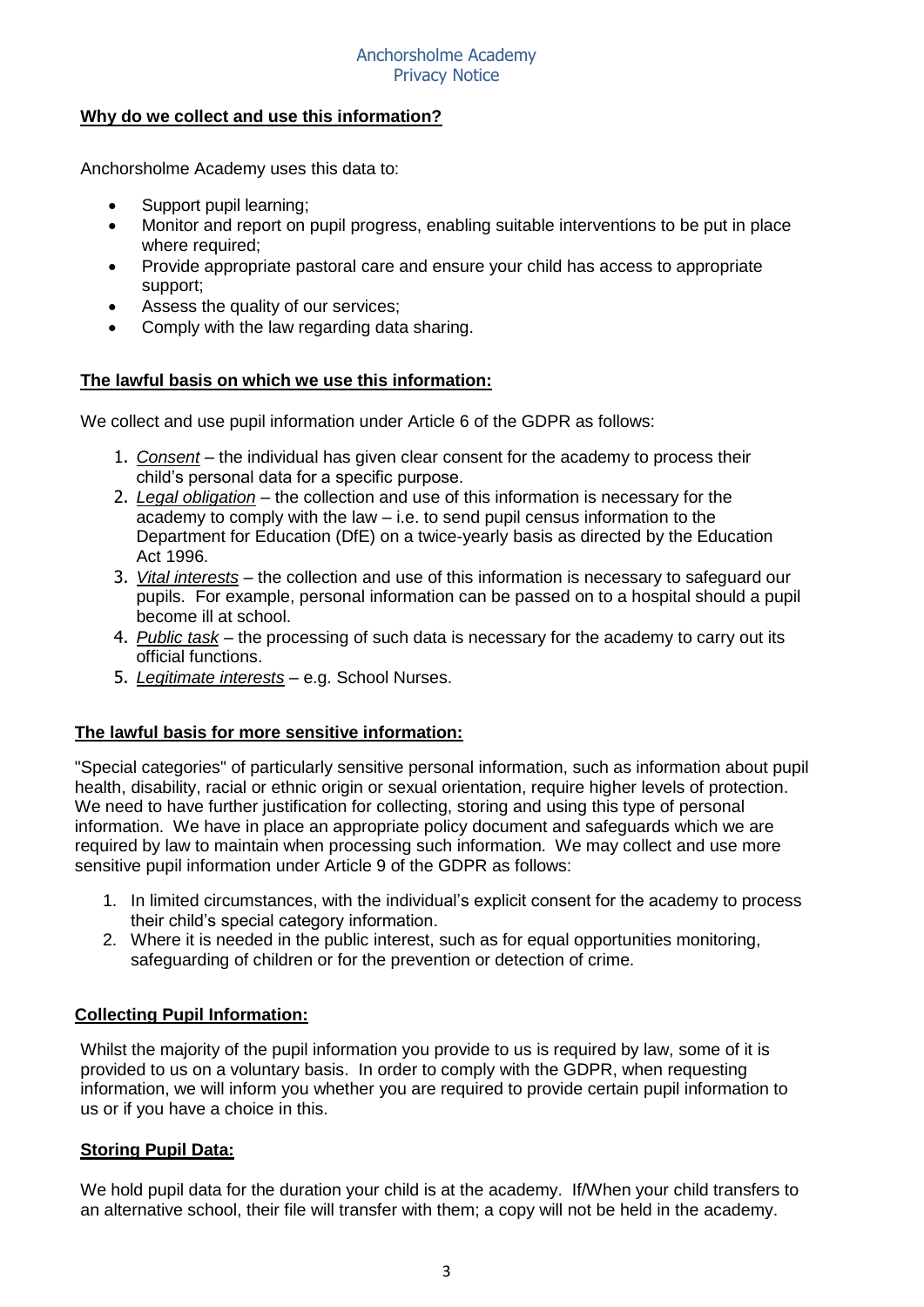Anchorsholme Academy
Privacy Notice

**Why do we collect and use this information?**

Anchorsholme Academy uses this data to:

- Support pupil learning;
- Monitor and report on pupil progress, enabling suitable interventions to be put in place where required;
- Provide appropriate pastoral care and ensure your child has access to appropriate support;
- Assess the quality of our services;
- Comply with the law regarding data sharing.

**The lawful basis on which we use this information:**

We collect and use pupil information under Article 6 of the GDPR as follows:

1. *Consent* – the individual has given clear consent for the academy to process their child's personal data for a specific purpose.
2. *Legal obligation* – the collection and use of this information is necessary for the academy to comply with the law – i.e. to send pupil census information to the Department for Education (DfE) on a twice-yearly basis as directed by the Education Act 1996.
3. *Vital interests* – the collection and use of this information is necessary to safeguard our pupils. For example, personal information can be passed on to a hospital should a pupil become ill at school.
4. *Public task* – the processing of such data is necessary for the academy to carry out its official functions.
5. *Legitimate interests* – e.g. School Nurses.

**The lawful basis for more sensitive information:**

"Special categories" of particularly sensitive personal information, such as information about pupil health, disability, racial or ethnic origin or sexual orientation, require higher levels of protection. We need to have further justification for collecting, storing and using this type of personal information. We have in place an appropriate policy document and safeguards which we are required by law to maintain when processing such information. We may collect and use more sensitive pupil information under Article 9 of the GDPR as follows:

1. In limited circumstances, with the individual's explicit consent for the academy to process their child's special category information.
2. Where it is needed in the public interest, such as for equal opportunities monitoring, safeguarding of children or for the prevention or detection of crime.

**Collecting Pupil Information:**

Whilst the majority of the pupil information you provide to us is required by law, some of it is provided to us on a voluntary basis. In order to comply with the GDPR, when requesting information, we will inform you whether you are required to provide certain pupil information to us or if you have a choice in this.

**Storing Pupil Data:**

We hold pupil data for the duration your child is at the academy. If/When your child transfers to an alternative school, their file will transfer with them; a copy will not be held in the academy.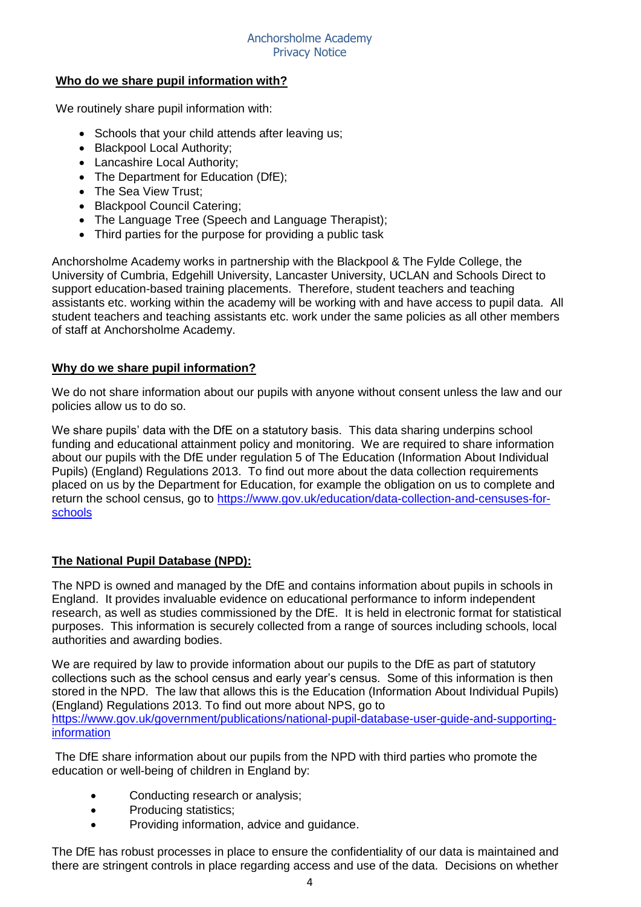## Who do we share pupil information with?

We routinely share pupil information with:

- Schools that your child attends after leaving us;
- Blackpool Local Authority;
- Lancashire Local Authority;
- The Department for Education (DfE);
- The Sea View Trust;
- Blackpool Council Catering;
- The Language Tree (Speech and Language Therapist);
- Third parties for the purpose for providing a public task

Anchorsholme Academy works in partnership with the Blackpool & The Fylde College, the University of Cumbria, Edgehill University, Lancaster University, UCLAN and Schools Direct to support education-based training placements. Therefore, student teachers and teaching assistants etc. working within the academy will be working with and have access to pupil data. All student teachers and teaching assistants etc. work under the same policies as all other members of staff at Anchorsholme Academy.

## Why do we share pupil information?

We do not share information about our pupils with anyone without consent unless the law and our policies allow us to do so.

We share pupils' data with the DfE on a statutory basis. This data sharing underpins school funding and educational attainment policy and monitoring. We are required to share information about our pupils with the DfE under regulation 5 of The Education (Information About Individual Pupils) (England) Regulations 2013. To find out more about the data collection requirements placed on us by the Department for Education, for example the obligation on us to complete and return the school census, go to [https://www.gov.uk/education/data-collection-and-censuses-for-schools](https://www.gov.uk/education/data-collection-and-censuses-for-schools)

## The National Pupil Database (NPD):

The NPD is owned and managed by the DfE and contains information about pupils in schools in England. It provides invaluable evidence on educational performance to inform independent research, as well as studies commissioned by the DfE. It is held in electronic format for statistical purposes. This information is securely collected from a range of sources including schools, local authorities and awarding bodies.

We are required by law to provide information about our pupils to the DfE as part of statutory collections such as the school census and early year's census. Some of this information is then stored in the NPD. The law that allows this is the Education (Information About Individual Pupils) (England) Regulations 2013. To find out more about NPS, go to [https://www.gov.uk/government/publications/national-pupil-database-user-guide-and-supporting-information](https://www.gov.uk/government/publications/national-pupil-database-user-guide-and-supporting-information)

The DfE share information about our pupils from the NPD with third parties who promote the education or well-being of children in England by:

- Conducting research or analysis;
- Producing statistics;
- Providing information, advice and guidance.

The DfE has robust processes in place to ensure the confidentiality of our data is maintained and there are stringent controls in place regarding access and use of the data. Decisions on whether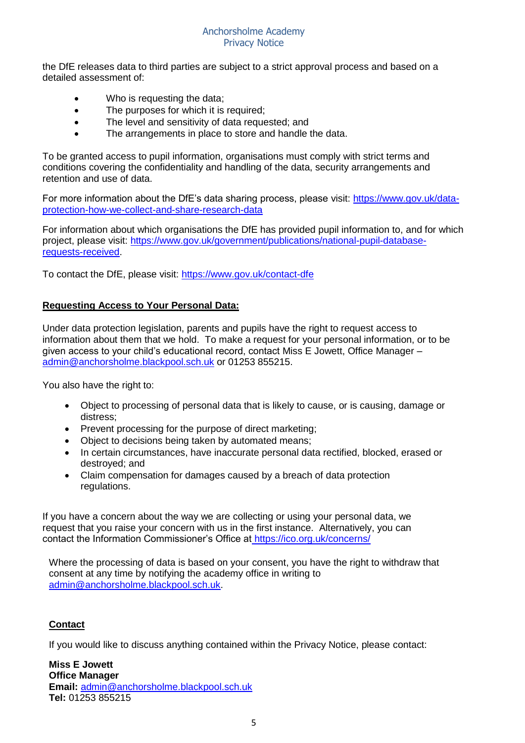the DfE releases data to third parties are subject to a strict approval process and based on a detailed assessment of:

- Who is requesting the data;
- The purposes for which it is required;
- The level and sensitivity of data requested; and
- The arrangements in place to store and handle the data.

To be granted access to pupil information, organisations must comply with strict terms and conditions covering the confidentiality and handling of the data, security arrangements and retention and use of data.

For more information about the DfE's data sharing process, please visit: https://www.gov.uk/data-protection-how-we-collect-and-share-research-data

For information about which organisations the DfE has provided pupil information to, and for which project, please visit: https://www.gov.uk/government/publications/national-pupil-database-requests-received.

To contact the DfE, please visit: https://www.gov.uk/contact-dfe

## Requesting Access to Your Personal Data:

Under data protection legislation, parents and pupils have the right to request access to information about them that we hold. To make a request for your personal information, or to be given access to your child's educational record, contact Miss E Jowett, Office Manager – admin@anchorsholme.blackpool.sch.uk or 01253 855215.

You also have the right to:

- Object to processing of personal data that is likely to cause, or is causing, damage or distress;
- Prevent processing for the purpose of direct marketing;
- Object to decisions being taken by automated means;
- In certain circumstances, have inaccurate personal data rectified, blocked, erased or destroyed; and
- Claim compensation for damages caused by a breach of data protection regulations.

If you have a concern about the way we are collecting or using your personal data, we request that you raise your concern with us in the first instance. Alternatively, you can contact the Information Commissioner's Office at https://ico.org.uk/concerns/

Where the processing of data is based on your consent, you have the right to withdraw that consent at any time by notifying the academy office in writing to admin@anchorsholme.blackpool.sch.uk.

## Contact

If you would like to discuss anything contained within the Privacy Notice, please contact:

**Miss E Jowett**
**Office Manager**
**Email:** admin@anchorsholme.blackpool.sch.uk
**Tel:** 01253 855215